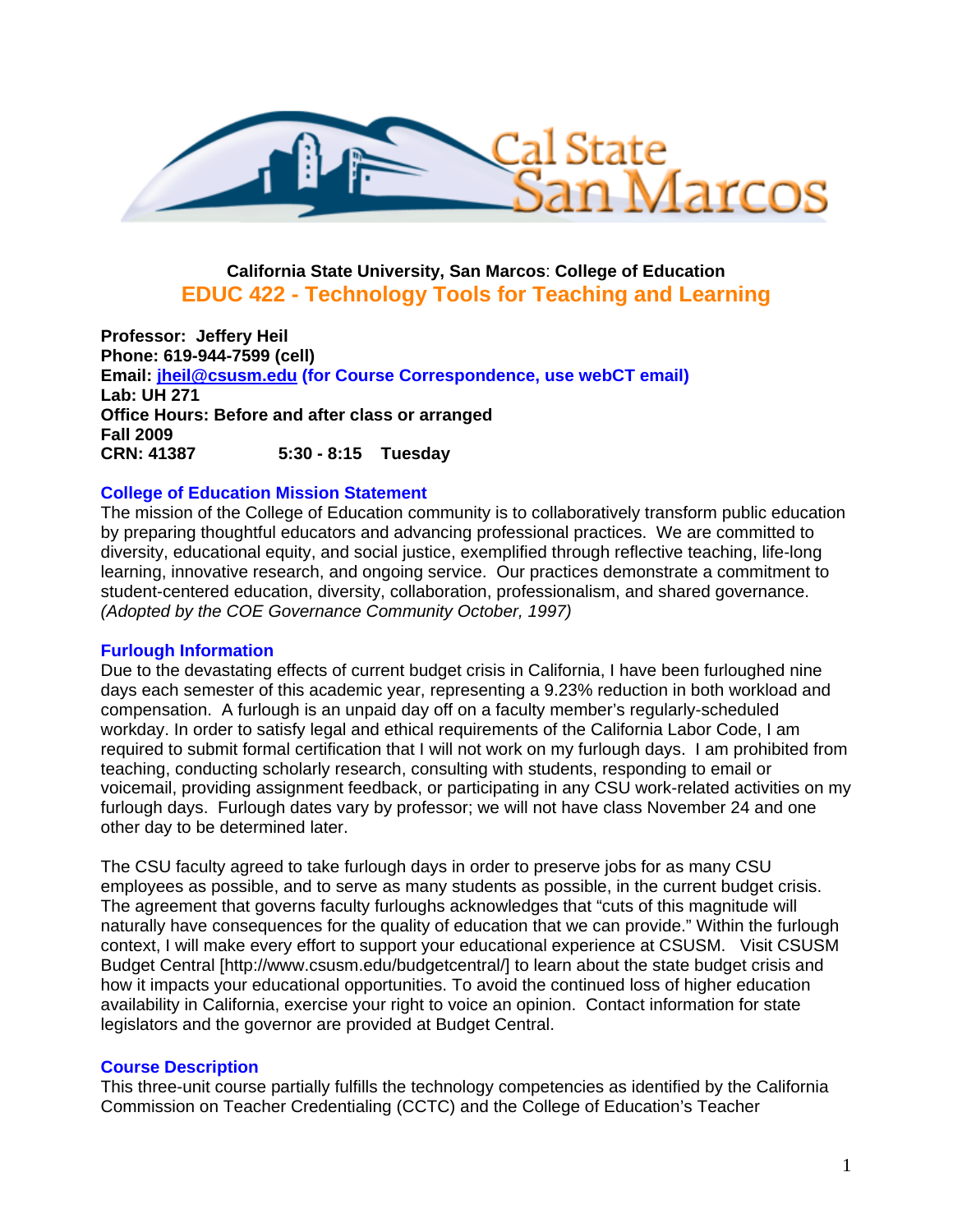**California State University, San Marcos**: **College of Education**

# EDUC 422 - Technology Tools for Teaching and Learning

**Professor: Jeffery Heil**
**Phone: 619-944-7599 (cell)**
**Email: jheil@csusm.edu (for Course Correspondence, use webCT email)**
**Lab: UH 271**
**Office Hours: Before and after class or arranged**
**Fall 2009**
**CRN: 41387 5:30 - 8:15 Tuesday**

## College of Education Mission Statement

The mission of the College of Education community is to collaboratively transform public education by preparing thoughtful educators and advancing professional practices. We are committed to diversity, educational equity, and social justice, exemplified through reflective teaching, life-long learning, innovative research, and ongoing service. Our practices demonstrate a commitment to student-centered education, diversity, collaboration, professionalism, and shared governance. *(Adopted by the COE Governance Community October, 1997)*

## Furlough Information

Due to the devastating effects of current budget crisis in California, I have been furloughed nine days each semester of this academic year, representing a 9.23% reduction in both workload and compensation. A furlough is an unpaid day off on a faculty member's regularly-scheduled workday. In order to satisfy legal and ethical requirements of the California Labor Code, I am required to submit formal certification that I will not work on my furlough days. I am prohibited from teaching, conducting scholarly research, consulting with students, responding to email or voicemail, providing assignment feedback, or participating in any CSU work-related activities on my furlough days. Furlough dates vary by professor; we will not have class November 24 and one other day to be determined later.

The CSU faculty agreed to take furlough days in order to preserve jobs for as many CSU employees as possible, and to serve as many students as possible, in the current budget crisis. The agreement that governs faculty furloughs acknowledges that "cuts of this magnitude will naturally have consequences for the quality of education that we can provide." Within the furlough context, I will make every effort to support your educational experience at CSUSM. Visit CSUSM Budget Central [http://www.csusm.edu/budgetcentral/] to learn about the state budget crisis and how it impacts your educational opportunities. To avoid the continued loss of higher education availability in California, exercise your right to voice an opinion. Contact information for state legislators and the governor are provided at Budget Central.

## Course Description

This three-unit course partially fulfills the technology competencies as identified by the California Commission on Teacher Credentialing (CCTC) and the College of Education's Teacher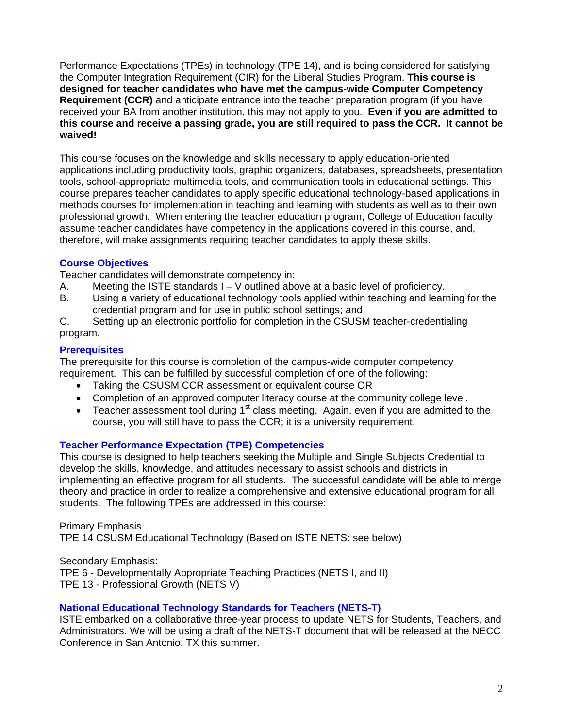Performance Expectations (TPEs) in technology (TPE 14), and is being considered for satisfying the Computer Integration Requirement (CIR) for the Liberal Studies Program. **This course is designed for teacher candidates who have met the campus-wide Computer Competency Requirement (CCR)** and anticipate entrance into the teacher preparation program (if you have received your BA from another institution, this may not apply to you. **Even if you are admitted to this course and receive a passing grade, you are still required to pass the CCR. It cannot be waived!**

This course focuses on the knowledge and skills necessary to apply education-oriented applications including productivity tools, graphic organizers, databases, spreadsheets, presentation tools, school-appropriate multimedia tools, and communication tools in educational settings. This course prepares teacher candidates to apply specific educational technology-based applications in methods courses for implementation in teaching and learning with students as well as to their own professional growth. When entering the teacher education program, College of Education faculty assume teacher candidates have competency in the applications covered in this course, and, therefore, will make assignments requiring teacher candidates to apply these skills.

### Course Objectives

Teacher candidates will demonstrate competency in:

A. Meeting the ISTE standards I – V outlined above at a basic level of proficiency.

B. Using a variety of educational technology tools applied within teaching and learning for the credential program and for use in public school settings; and

C. Setting up an electronic portfolio for completion in the CSUSM teacher-credentialing program.

### Prerequisites

The prerequisite for this course is completion of the campus-wide computer competency requirement. This can be fulfilled by successful completion of one of the following:

- Taking the CSUSM CCR assessment or equivalent course OR
- Completion of an approved computer literacy course at the community college level.
- Teacher assessment tool during 1st class meeting. Again, even if you are admitted to the course, you will still have to pass the CCR; it is a university requirement.

### Teacher Performance Expectation (TPE) Competencies

This course is designed to help teachers seeking the Multiple and Single Subjects Credential to develop the skills, knowledge, and attitudes necessary to assist schools and districts in implementing an effective program for all students. The successful candidate will be able to merge theory and practice in order to realize a comprehensive and extensive educational program for all students. The following TPEs are addressed in this course:

Primary Emphasis
TPE 14 CSUSM Educational Technology (Based on ISTE NETS: see below)

Secondary Emphasis:
TPE 6 - Developmentally Appropriate Teaching Practices (NETS I, and II)
TPE 13 - Professional Growth (NETS V)

### National Educational Technology Standards for Teachers (NETS-T)

ISTE embarked on a collaborative three-year process to update NETS for Students, Teachers, and Administrators. We will be using a draft of the NETS-T document that will be released at the NECC Conference in San Antonio, TX this summer.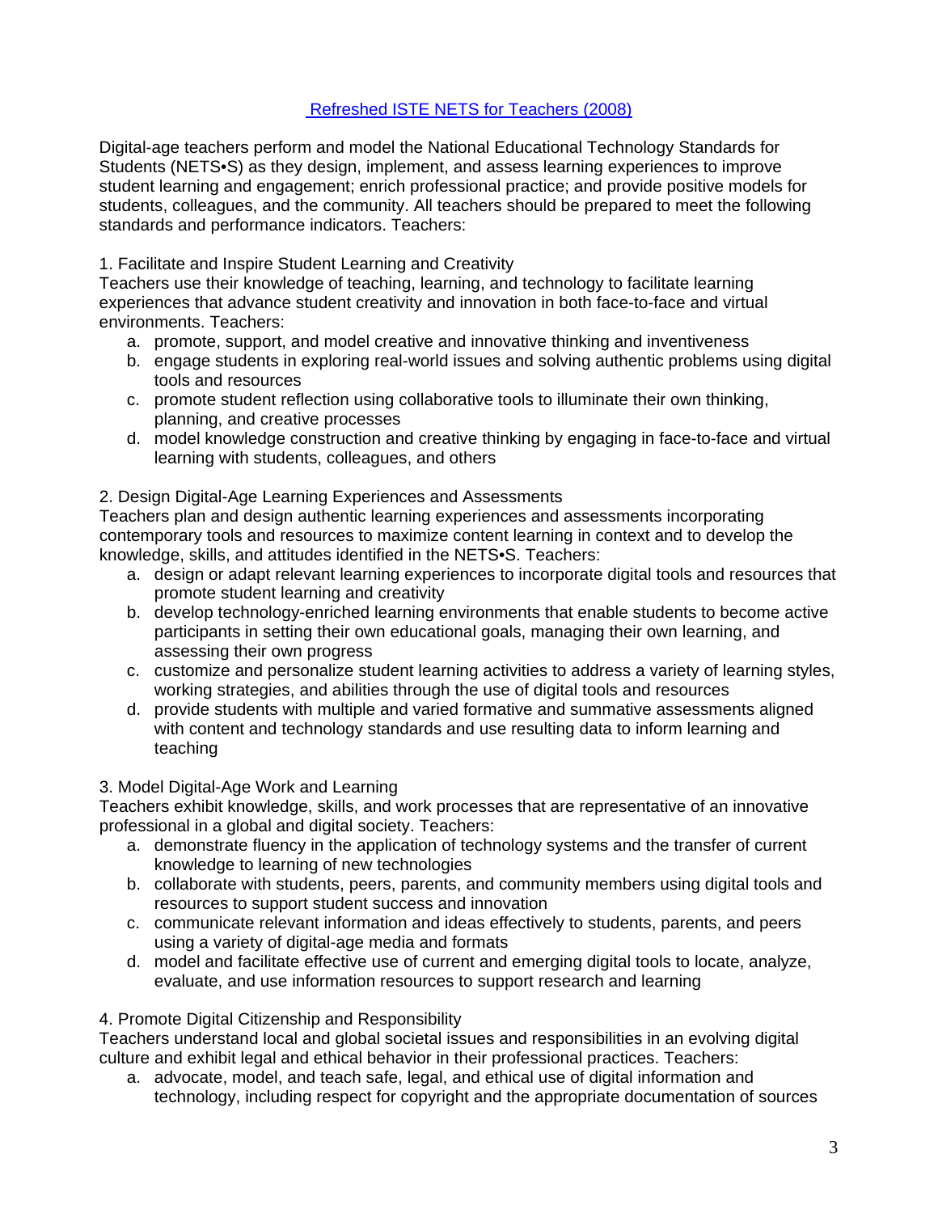## [Refreshed ISTE NETS for Teachers (2008)]

Digital-age teachers perform and model the National Educational Technology Standards for Students (NETS•S) as they design, implement, and assess learning experiences to improve student learning and engagement; enrich professional practice; and provide positive models for students, colleagues, and the community. All teachers should be prepared to meet the following standards and performance indicators. Teachers:

1. Facilitate and Inspire Student Learning and Creativity
Teachers use their knowledge of teaching, learning, and technology to facilitate learning experiences that advance student creativity and innovation in both face-to-face and virtual environments. Teachers:
   a. promote, support, and model creative and innovative thinking and inventiveness
   b. engage students in exploring real-world issues and solving authentic problems using digital tools and resources
   c. promote student reflection using collaborative tools to illuminate their own thinking, planning, and creative processes
   d. model knowledge construction and creative thinking by engaging in face-to-face and virtual learning with students, colleagues, and others

2. Design Digital-Age Learning Experiences and Assessments
Teachers plan and design authentic learning experiences and assessments incorporating contemporary tools and resources to maximize content learning in context and to develop the knowledge, skills, and attitudes identified in the NETS•S. Teachers:
   a. design or adapt relevant learning experiences to incorporate digital tools and resources that promote student learning and creativity
   b. develop technology-enriched learning environments that enable students to become active participants in setting their own educational goals, managing their own learning, and assessing their own progress
   c. customize and personalize student learning activities to address a variety of learning styles, working strategies, and abilities through the use of digital tools and resources
   d. provide students with multiple and varied formative and summative assessments aligned with content and technology standards and use resulting data to inform learning and teaching

3. Model Digital-Age Work and Learning
Teachers exhibit knowledge, skills, and work processes that are representative of an innovative professional in a global and digital society. Teachers:
   a. demonstrate fluency in the application of technology systems and the transfer of current knowledge to learning of new technologies
   b. collaborate with students, peers, parents, and community members using digital tools and resources to support student success and innovation
   c. communicate relevant information and ideas effectively to students, parents, and peers using a variety of digital-age media and formats
   d. model and facilitate effective use of current and emerging digital tools to locate, analyze, evaluate, and use information resources to support research and learning

4. Promote Digital Citizenship and Responsibility
Teachers understand local and global societal issues and responsibilities in an evolving digital culture and exhibit legal and ethical behavior in their professional practices. Teachers:
   a. advocate, model, and teach safe, legal, and ethical use of digital information and technology, including respect for copyright and the appropriate documentation of sources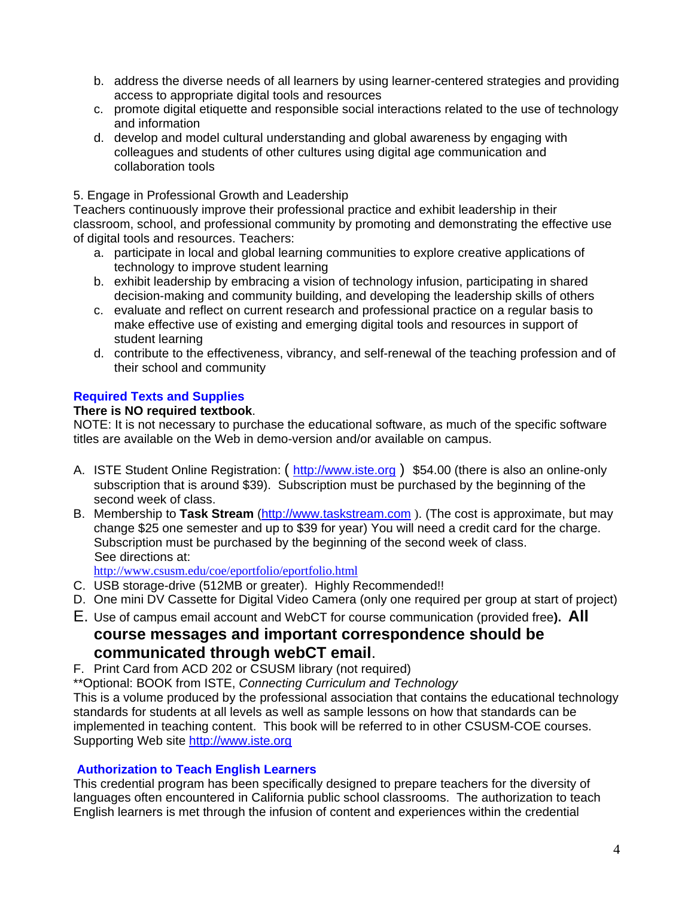b. address the diverse needs of all learners by using learner-centered strategies and providing access to appropriate digital tools and resources
c. promote digital etiquette and responsible social interactions related to the use of technology and information
d. develop and model cultural understanding and global awareness by engaging with colleagues and students of other cultures using digital age communication and collaboration tools

5. Engage in Professional Growth and Leadership
Teachers continuously improve their professional practice and exhibit leadership in their classroom, school, and professional community by promoting and demonstrating the effective use of digital tools and resources. Teachers:

a. participate in local and global learning communities to explore creative applications of technology to improve student learning
b. exhibit leadership by embracing a vision of technology infusion, participating in shared decision-making and community building, and developing the leadership skills of others
c. evaluate and reflect on current research and professional practice on a regular basis to make effective use of existing and emerging digital tools and resources in support of student learning
d. contribute to the effectiveness, vibrancy, and self-renewal of the teaching profession and of their school and community

## Required Texts and Supplies

**There is NO required textbook**.
NOTE: It is not necessary to purchase the educational software, as much of the specific software titles are available on the Web in demo-version and/or available on campus.

A. ISTE Student Online Registration: ( http://www.iste.org ) $54.00 (there is also an online-only subscription that is around $39). Subscription must be purchased by the beginning of the second week of class.
B. Membership to **Task Stream** (http://www.taskstream.com ). (The cost is approximate, but may change $25 one semester and up to $39 for year) You will need a credit card for the charge. Subscription must be purchased by the beginning of the second week of class. See directions at: http://www.csusm.edu/coe/eportfolio/eportfolio.html
C. USB storage-drive (512MB or greater). Highly Recommended!!
D. One mini DV Cassette for Digital Video Camera (only one required per group at start of project)
E. Use of campus email account and WebCT for course communication (provided free**). All course messages and important correspondence should be communicated through webCT email**.
F. Print Card from ACD 202 or CSUSM library (not required)

**Optional: BOOK from ISTE, *Connecting Curriculum and Technology*
This is a volume produced by the professional association that contains the educational technology standards for students at all levels as well as sample lessons on how that standards can be implemented in teaching content. This book will be referred to in other CSUSM-COE courses. Supporting Web site http://www.iste.org

## Authorization to Teach English Learners

This credential program has been specifically designed to prepare teachers for the diversity of languages often encountered in California public school classrooms. The authorization to teach English learners is met through the infusion of content and experiences within the credential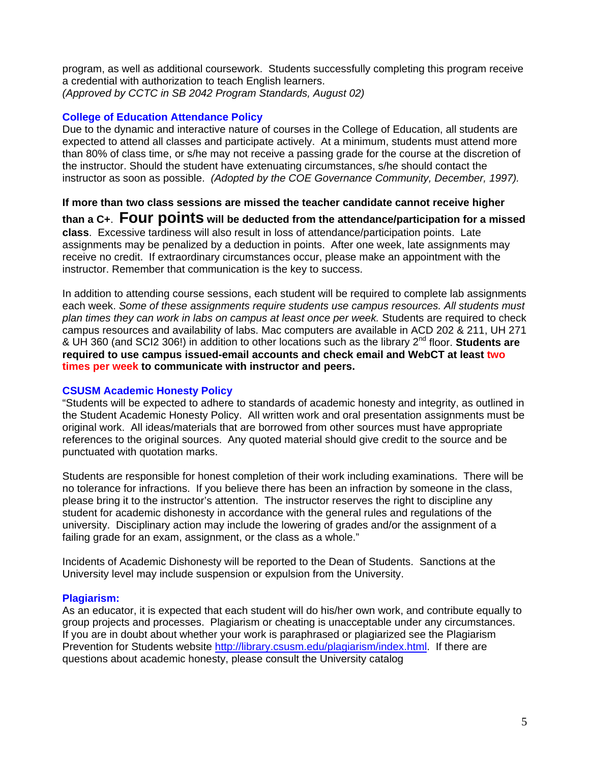program, as well as additional coursework. Students successfully completing this program receive a credential with authorization to teach English learners.
*(Approved by CCTC in SB 2042 Program Standards, August 02)*

### College of Education Attendance Policy

Due to the dynamic and interactive nature of courses in the College of Education, all students are expected to attend all classes and participate actively. At a minimum, students must attend more than 80% of class time, or s/he may not receive a passing grade for the course at the discretion of the instructor. Should the student have extenuating circumstances, s/he should contact the instructor as soon as possible. *(Adopted by the COE Governance Community, December, 1997).*

**If more than two class sessions are missed the teacher candidate cannot receive higher than a C+**. **Four points will be deducted from the attendance/participation for a missed class**. Excessive tardiness will also result in loss of attendance/participation points. Late assignments may be penalized by a deduction in points. After one week, late assignments may receive no credit. If extraordinary circumstances occur, please make an appointment with the instructor. Remember that communication is the key to success.

In addition to attending course sessions, each student will be required to complete lab assignments each week. *Some of these assignments require students use campus resources. All students must plan times they can work in labs on campus at least once per week.* Students are required to check campus resources and availability of labs. Mac computers are available in ACD 202 & 211, UH 271 & UH 360 (and SCI2 306!) in addition to other locations such as the library 2nd floor. **Students are required to use campus issued-email accounts and check email and WebCT at least two times per week to communicate with instructor and peers.**

### CSUSM Academic Honesty Policy

"Students will be expected to adhere to standards of academic honesty and integrity, as outlined in the Student Academic Honesty Policy. All written work and oral presentation assignments must be original work. All ideas/materials that are borrowed from other sources must have appropriate references to the original sources. Any quoted material should give credit to the source and be punctuated with quotation marks.

Students are responsible for honest completion of their work including examinations. There will be no tolerance for infractions. If you believe there has been an infraction by someone in the class, please bring it to the instructor's attention. The instructor reserves the right to discipline any student for academic dishonesty in accordance with the general rules and regulations of the university. Disciplinary action may include the lowering of grades and/or the assignment of a failing grade for an exam, assignment, or the class as a whole."

Incidents of Academic Dishonesty will be reported to the Dean of Students. Sanctions at the University level may include suspension or expulsion from the University.

### Plagiarism:

As an educator, it is expected that each student will do his/her own work, and contribute equally to group projects and processes. Plagiarism or cheating is unacceptable under any circumstances. If you are in doubt about whether your work is paraphrased or plagiarized see the Plagiarism Prevention for Students website http://library.csusm.edu/plagiarism/index.html. If there are questions about academic honesty, please consult the University catalog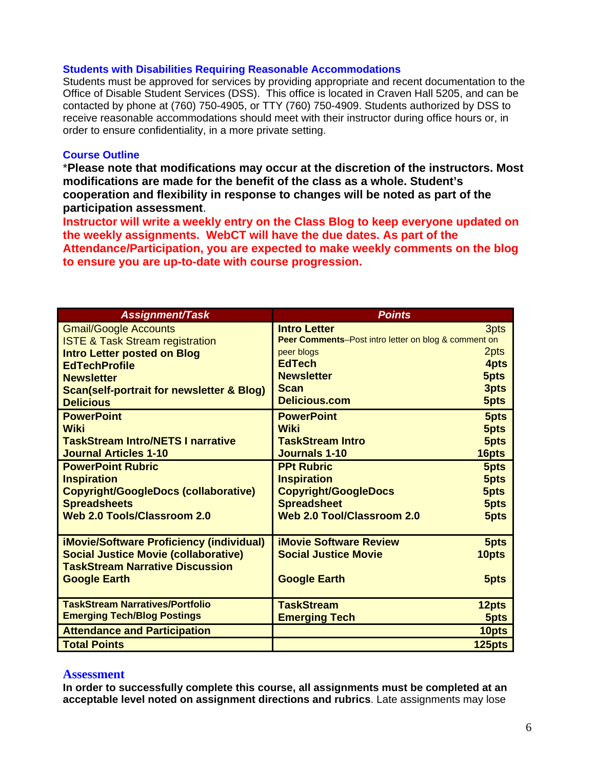### Students with Disabilities Requiring Reasonable Accommodations

Students must be approved for services by providing appropriate and recent documentation to the Office of Disable Student Services (DSS). This office is located in Craven Hall 5205, and can be contacted by phone at (760) 750-4905, or TTY (760) 750-4909. Students authorized by DSS to receive reasonable accommodations should meet with their instructor during office hours or, in order to ensure confidentiality, in a more private setting.

### Course Outline

*__Please note that modifications may occur at the discretion of the instructors. Most modifications are made for the benefit of the class as a whole. Student's cooperation and flexibility in response to changes will be noted as part of the participation assessment__.

**Instructor will write a weekly entry on the Class Blog to keep everyone updated on the weekly assignments. WebCT will have the due dates. As part of the Attendance/Participation, you are expected to make weekly comments on the blog to ensure you are up-to-date with course progression.**

| Assignment/Task | Points | |
|---|---|---|
| Gmail/Google Accounts<br>ISTE & Task Stream registration<br>**Intro Letter posted on Blog**<br>**EdTechProfile**<br>**Newsletter**<br>**Scan(self-portrait for newsletter & Blog)**<br>**Delicious** | **Intro Letter**<br>**Peer Comments**–Post intro letter on blog & comment on peer blogs<br>**EdTech**<br>**Newsletter**<br>**Scan**<br>**Delicious.com** | 3pts<br>2pts<br>**4pts**<br>**5pts**<br>**3pts**<br>**5pts** |
| **PowerPoint**<br>**Wiki**<br>**TaskStream Intro/NETS I narrative**<br>**Journal Articles 1-10** | **PowerPoint**<br>**Wiki**<br>**TaskStream Intro**<br>**Journals 1-10** | **5pts**<br>**5pts**<br>**5pts**<br>**16pts** |
| **PowerPoint Rubric**<br>**Inspiration**<br>**Copyright/GoogleDocs (collaborative)**<br>**Spreadsheets**<br>**Web 2.0 Tools/Classroom 2.0** | **PPt Rubric**<br>**Inspiration**<br>**Copyright/GoogleDocs**<br>**Spreadsheet**<br>**Web 2.0 Tool/Classroom 2.0** | **5pts**<br>**5pts**<br>**5pts**<br>**5pts**<br>**5pts** |
| **iMovie/Software Proficiency (individual)**<br>**Social Justice Movie (collaborative)**<br>**TaskStream Narrative Discussion**<br>**Google Earth** | **iMovie Software Review**<br>**Social Justice Movie**<br><br>**Google Earth** | **5pts**<br>**10pts**<br><br>**5pts** |
| **TaskStream Narratives/Portfolio**<br>**Emerging Tech/Blog Postings** | **TaskStream**<br>**Emerging Tech** | **12pts**<br>**5pts** |
| **Attendance and Participation** | | **10pts** |
| **Total Points** | | **125pts** |

### Assessment

**In order to successfully complete this course, all assignments must be completed at an acceptable level noted on assignment directions and rubrics**. Late assignments may lose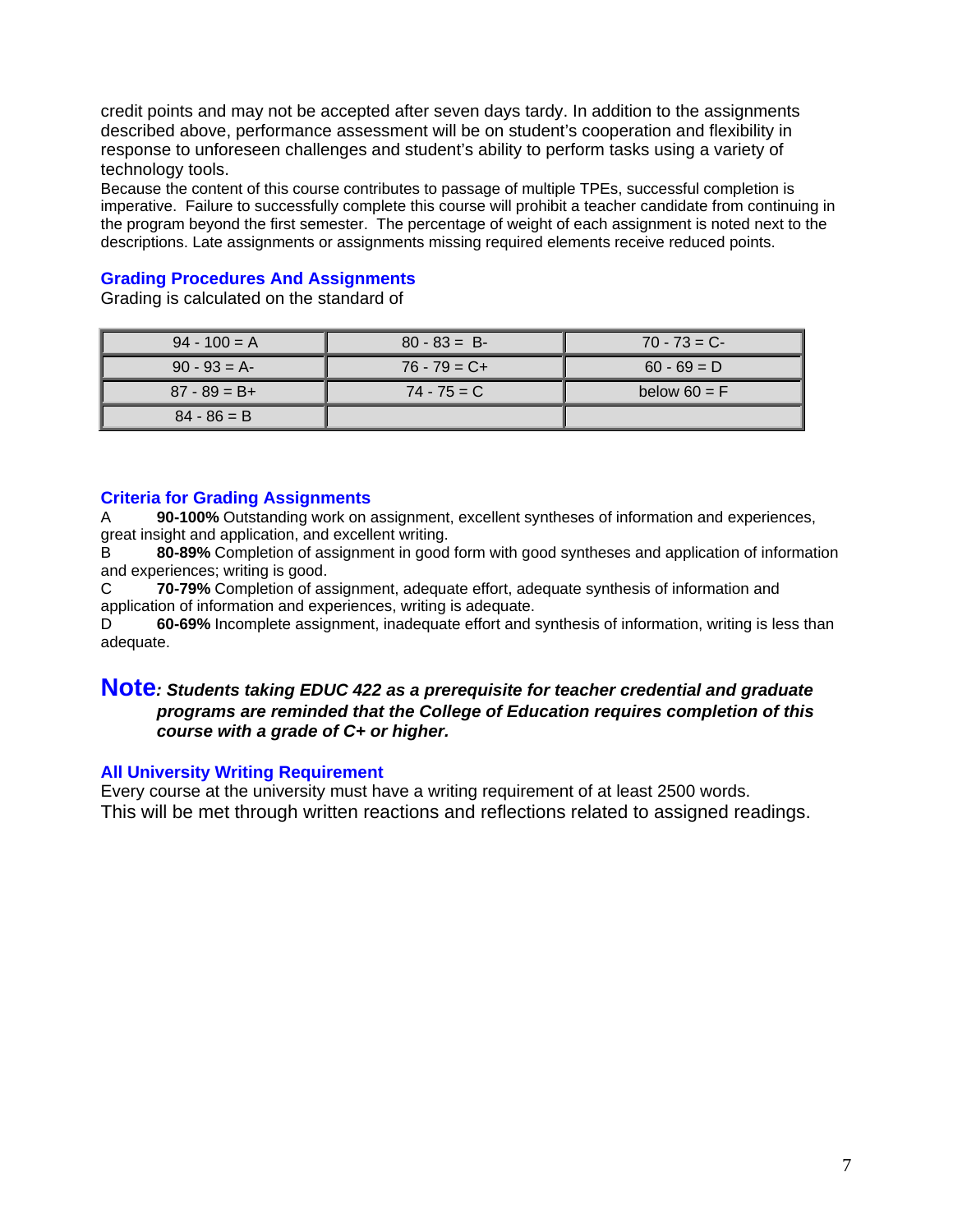credit points and may not be accepted after seven days tardy. In addition to the assignments described above, performance assessment will be on student's cooperation and flexibility in response to unforeseen challenges and student's ability to perform tasks using a variety of technology tools.

Because the content of this course contributes to passage of multiple TPEs, successful completion is imperative. Failure to successfully complete this course will prohibit a teacher candidate from continuing in the program beyond the first semester. The percentage of weight of each assignment is noted next to the descriptions. Late assignments or assignments missing required elements receive reduced points.

### Grading Procedures And Assignments

Grading is calculated on the standard of

| | | |
|---|---|---|
| 94 - 100 = A | 80 - 83 = B- | 70 - 73 = C- |
| 90 - 93 = A- | 76 - 79 = C+ | 60 - 69 = D |
| 87 - 89 = B+ | 74 - 75 = C | below 60 = F |
| 84 - 86 = B | | |

### Criteria for Grading Assignments

A **90-100%** Outstanding work on assignment, excellent syntheses of information and experiences, great insight and application, and excellent writing.

B **80-89%** Completion of assignment in good form with good syntheses and application of information and experiences; writing is good.

C **70-79%** Completion of assignment, adequate effort, adequate synthesis of information and application of information and experiences, writing is adequate.

D **60-69%** Incomplete assignment, inadequate effort and synthesis of information, writing is less than adequate.

**Note*: Students taking EDUC 422 as a prerequisite for teacher credential and graduate programs are reminded that the College of Education requires completion of this course with a grade of C+ or higher.***

### All University Writing Requirement

Every course at the university must have a writing requirement of at least 2500 words. This will be met through written reactions and reflections related to assigned readings.